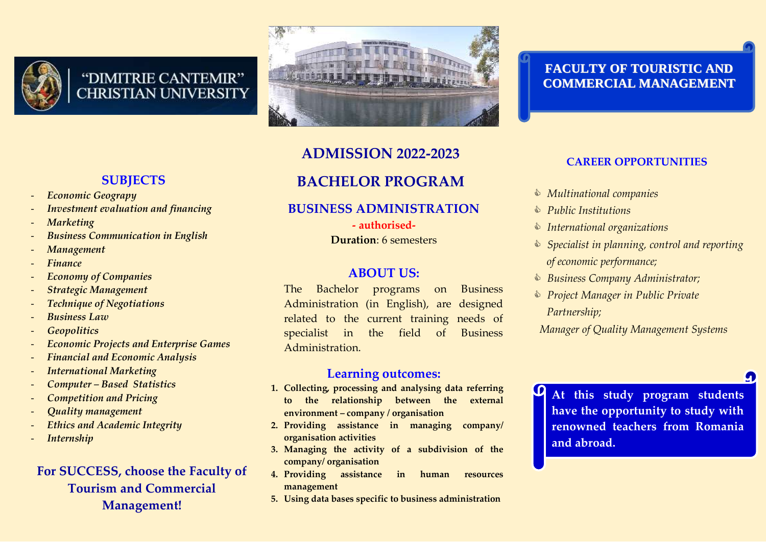"DIMITRIE CANTEMIR" CHRISTIAN UNIVERSITY

# FACULTY OF TOURISTIC AND COMMERCIAL MANAGEMENT

# ADMISSION 2022-2023

# BACHELOR PROGRAM

## BUSINESS ADMINISTRATION

**- authorised-**

**Duration**: 6 semesters

## ABOUT US:

The Bachelor programs on Business Administration (in English), are designed related to the current training needs of specialist in the field of Business Administration.

## Learning outcomes:

1. **Collecting, processing and analysing data referring to the relationship between the external environment – company / organisation**
2. **Providing assistance in managing company/ organisation activities**
3. **Managing the activity of a subdivision of the company/ organisation**
4. **Providing assistance in human resources management**
5. **Using data bases specific to business administration**

## SUBJECTS

- *Economic Geograpy*
- *Investment evaluation and financing*
- *Marketing*
- *Business Communication in English*
- *Management*
- *Finance*
- *Economy of Companies*
- *Strategic Management*
- *Technique of Negotiations*
- *Business Law*
- *Geopolitics*
- *Economic Projects and Enterprise Games*
- *Financial and Economic Analysis*
- *International Marketing*
- *Computer – Based Statistics*
- *Competition and Pricing*
- *Quality management*
- *Ethics and Academic Integrity*
- *Internship*

**For SUCCESS, choose the Faculty of Tourism and Commercial Management!**

## CAREER OPPORTUNITIES

- *Multinational companies*
- *Public Institutions*
- *International organizations*
- *Specialist in planning, control and reporting of economic performance;*
- *Business Company Administrator;*
- *Project Manager in Public Private Partnership;*

*Manager of Quality Management Systems*

**At this study program students have the opportunity to study with renowned teachers from Romania and abroad.**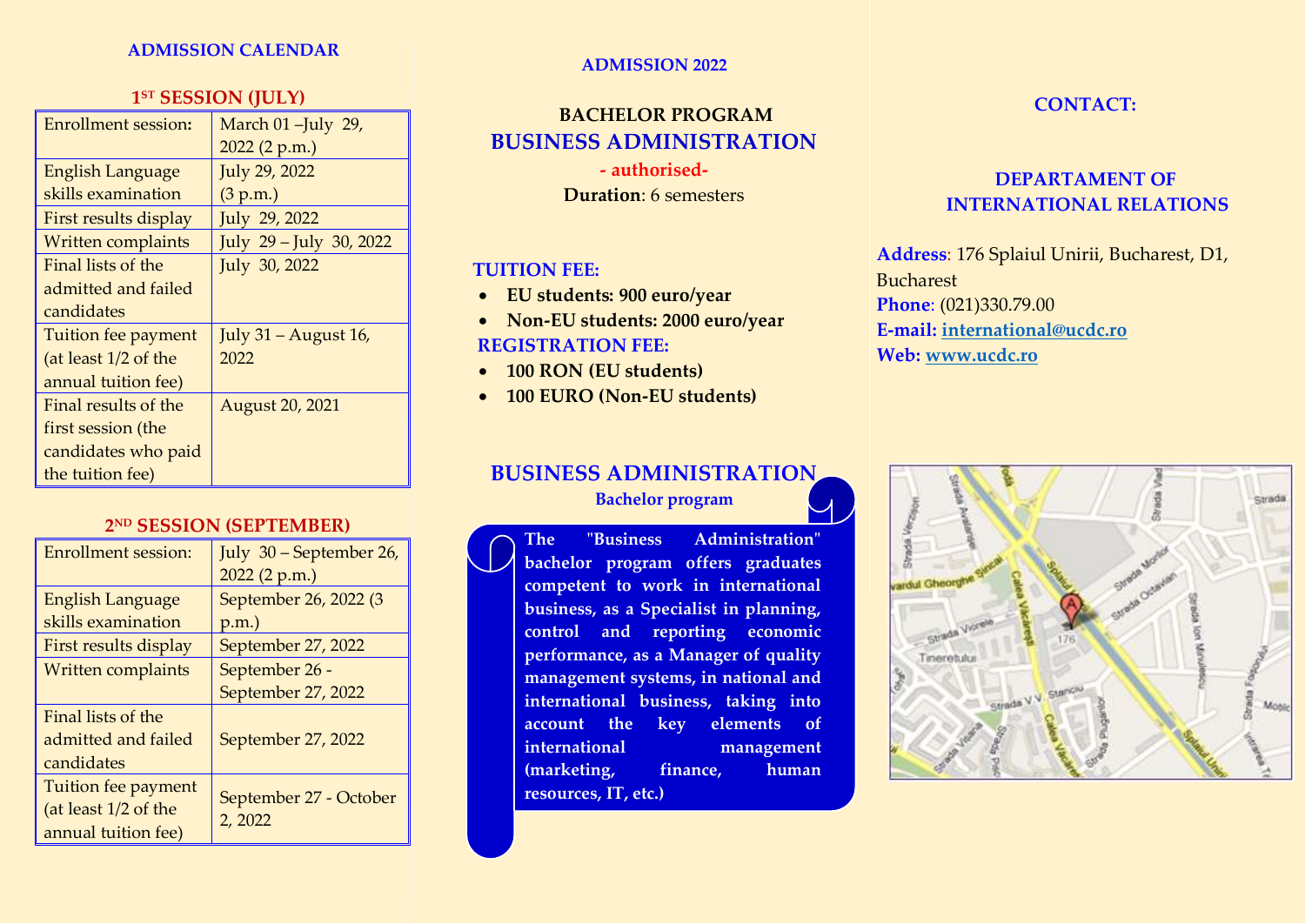## ADMISSION CALENDAR

### 1ST SESSION (JULY)

| | |
|---|---|
| Enrollment session: | March 01 –July 29, 2022 (2 p.m.) |
| English Language skills examination | July 29, 2022 (3 p.m.) |
| First results display | July 29, 2022 |
| Written complaints | July 29 – July 30, 2022 |
| Final lists of the admitted and failed candidates | July 30, 2022 |
| Tuition fee payment (at least 1/2 of the annual tuition fee) | July 31 – August 16, 2022 |
| Final results of the first session (the candidates who paid the tuition fee) | August 20, 2021 |

### 2ND SESSION (SEPTEMBER)

| | |
|---|---|
| Enrollment session: | July 30 – September 26, 2022 (2 p.m.) |
| English Language skills examination | September 26, 2022 (3 p.m.) |
| First results display | September 27, 2022 |
| Written complaints | September 26 - September 27, 2022 |
| Final lists of the admitted and failed candidates | September 27, 2022 |
| Tuition fee payment (at least 1/2 of the annual tuition fee) | September 27 - October 2, 2022 |

## ADMISSION 2022

**BACHELOR PROGRAM**

## BUSINESS ADMINISTRATION

**- authorised-**

**Duration**: 6 semesters

**TUITION FEE:**

- **EU students: 900 euro/year**
- **Non-EU students: 2000 euro/year**

**REGISTRATION FEE:**

- **100 RON (EU students)**
- **100 EURO (Non-EU students)**

## BUSINESS ADMINISTRATION

**Bachelor program**

**The "Business Administration" bachelor program offers graduates competent to work in international business, as a Specialist in planning, control and reporting economic performance, as a Manager of quality management systems, in national and international business, taking into account the key elements of international management (marketing, finance, human resources, IT, etc.)**

## CONTACT:

### DEPARTAMENT OF INTERNATIONAL RELATIONS

**Address**: 176 Splaiul Unirii, Bucharest, D1, Bucharest
**Phone**: (021)330.79.00
**E-mail:** international@ucdc.ro
**Web:** www.ucdc.ro